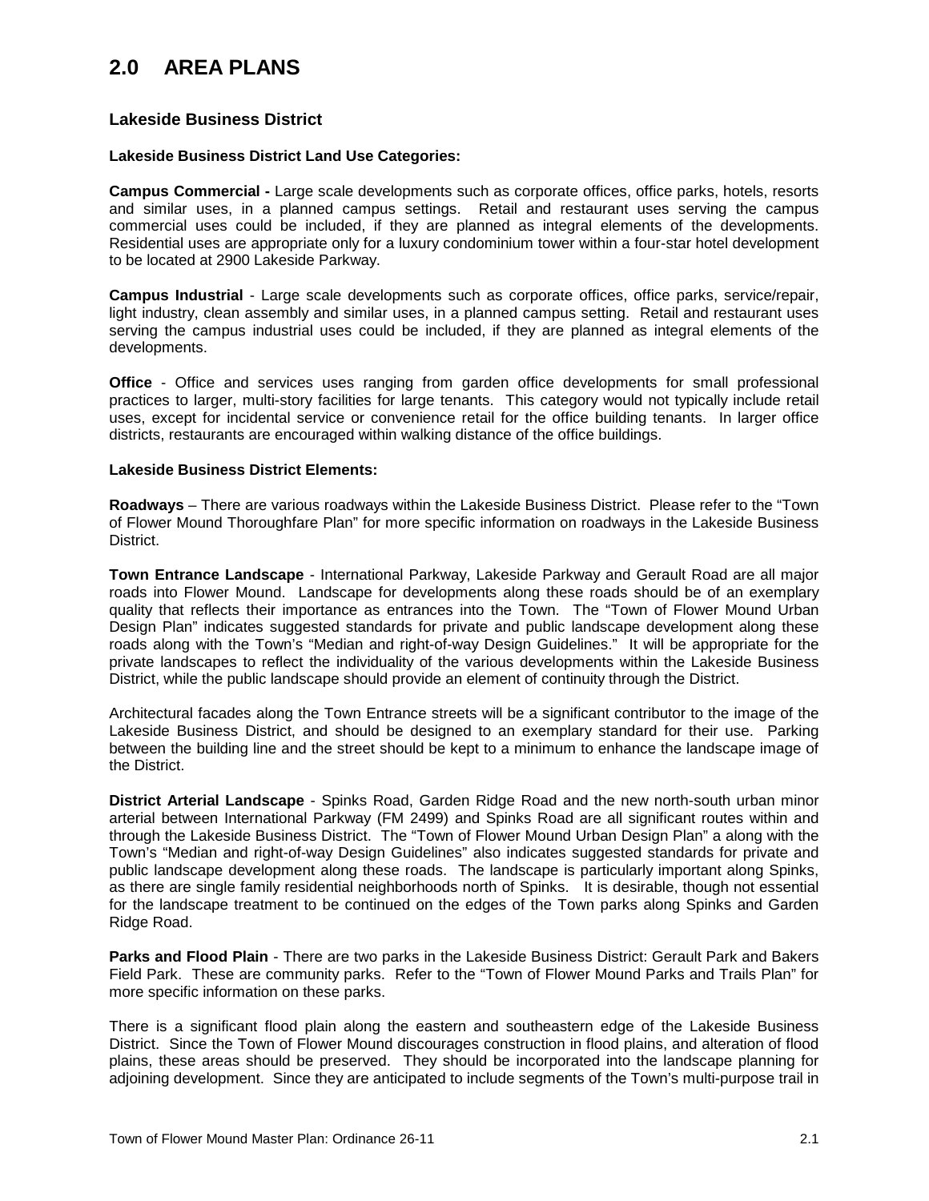# 2.0 AREA PLANS

## Lakeside Business District

**Lakeside Business District Land Use Categories:**

**Campus Commercial -** Large scale developments such as corporate offices, office parks, hotels, resorts and similar uses, in a planned campus settings. Retail and restaurant uses serving the campus commercial uses could be included, if they are planned as integral elements of the developments. Residential uses are appropriate only for a luxury condominium tower within a four-star hotel development to be located at 2900 Lakeside Parkway.

**Campus Industrial** - Large scale developments such as corporate offices, office parks, service/repair, light industry, clean assembly and similar uses, in a planned campus setting. Retail and restaurant uses serving the campus industrial uses could be included, if they are planned as integral elements of the developments.

**Office** - Office and services uses ranging from garden office developments for small professional practices to larger, multi-story facilities for large tenants. This category would not typically include retail uses, except for incidental service or convenience retail for the office building tenants. In larger office districts, restaurants are encouraged within walking distance of the office buildings.

**Lakeside Business District Elements:**

**Roadways** – There are various roadways within the Lakeside Business District. Please refer to the "Town of Flower Mound Thoroughfare Plan" for more specific information on roadways in the Lakeside Business District.

**Town Entrance Landscape** - International Parkway, Lakeside Parkway and Gerault Road are all major roads into Flower Mound. Landscape for developments along these roads should be of an exemplary quality that reflects their importance as entrances into the Town. The "Town of Flower Mound Urban Design Plan" indicates suggested standards for private and public landscape development along these roads along with the Town's "Median and right-of-way Design Guidelines." It will be appropriate for the private landscapes to reflect the individuality of the various developments within the Lakeside Business District, while the public landscape should provide an element of continuity through the District.

Architectural facades along the Town Entrance streets will be a significant contributor to the image of the Lakeside Business District, and should be designed to an exemplary standard for their use. Parking between the building line and the street should be kept to a minimum to enhance the landscape image of the District.

**District Arterial Landscape** - Spinks Road, Garden Ridge Road and the new north-south urban minor arterial between International Parkway (FM 2499) and Spinks Road are all significant routes within and through the Lakeside Business District. The "Town of Flower Mound Urban Design Plan" a along with the Town's "Median and right-of-way Design Guidelines" also indicates suggested standards for private and public landscape development along these roads. The landscape is particularly important along Spinks, as there are single family residential neighborhoods north of Spinks. It is desirable, though not essential for the landscape treatment to be continued on the edges of the Town parks along Spinks and Garden Ridge Road.

**Parks and Flood Plain** - There are two parks in the Lakeside Business District: Gerault Park and Bakers Field Park. These are community parks. Refer to the "Town of Flower Mound Parks and Trails Plan" for more specific information on these parks.

There is a significant flood plain along the eastern and southeastern edge of the Lakeside Business District. Since the Town of Flower Mound discourages construction in flood plains, and alteration of flood plains, these areas should be preserved. They should be incorporated into the landscape planning for adjoining development. Since they are anticipated to include segments of the Town's multi-purpose trail in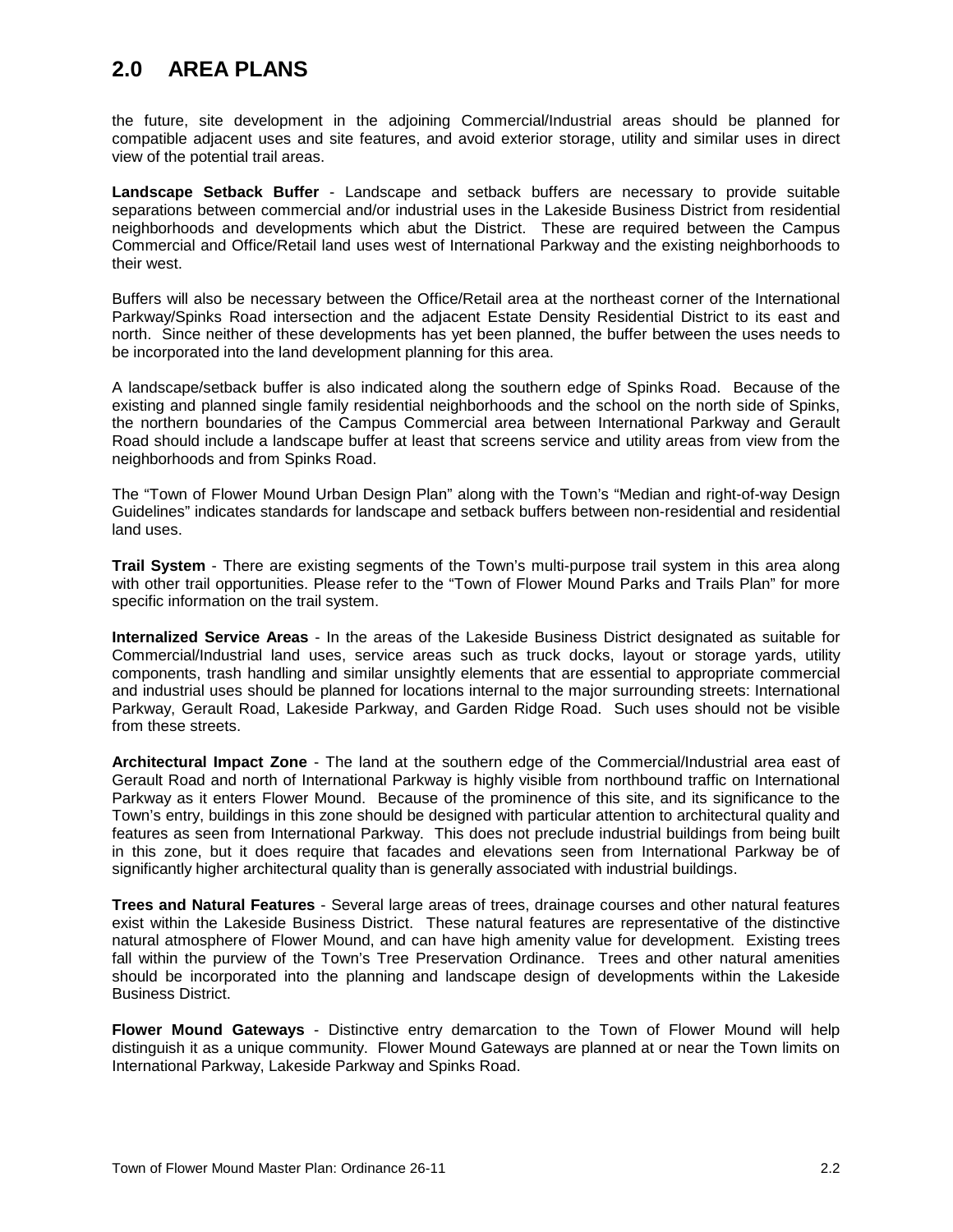## 2.0 AREA PLANS

the future, site development in the adjoining Commercial/Industrial areas should be planned for compatible adjacent uses and site features, and avoid exterior storage, utility and similar uses in direct view of the potential trail areas.

**Landscape Setback Buffer** - Landscape and setback buffers are necessary to provide suitable separations between commercial and/or industrial uses in the Lakeside Business District from residential neighborhoods and developments which abut the District. These are required between the Campus Commercial and Office/Retail land uses west of International Parkway and the existing neighborhoods to their west.

Buffers will also be necessary between the Office/Retail area at the northeast corner of the International Parkway/Spinks Road intersection and the adjacent Estate Density Residential District to its east and north. Since neither of these developments has yet been planned, the buffer between the uses needs to be incorporated into the land development planning for this area.

A landscape/setback buffer is also indicated along the southern edge of Spinks Road. Because of the existing and planned single family residential neighborhoods and the school on the north side of Spinks, the northern boundaries of the Campus Commercial area between International Parkway and Gerault Road should include a landscape buffer at least that screens service and utility areas from view from the neighborhoods and from Spinks Road.

The "Town of Flower Mound Urban Design Plan" along with the Town's "Median and right-of-way Design Guidelines" indicates standards for landscape and setback buffers between non-residential and residential land uses.

**Trail System** - There are existing segments of the Town's multi-purpose trail system in this area along with other trail opportunities. Please refer to the "Town of Flower Mound Parks and Trails Plan" for more specific information on the trail system.

**Internalized Service Areas** - In the areas of the Lakeside Business District designated as suitable for Commercial/Industrial land uses, service areas such as truck docks, layout or storage yards, utility components, trash handling and similar unsightly elements that are essential to appropriate commercial and industrial uses should be planned for locations internal to the major surrounding streets: International Parkway, Gerault Road, Lakeside Parkway, and Garden Ridge Road. Such uses should not be visible from these streets.

**Architectural Impact Zone** - The land at the southern edge of the Commercial/Industrial area east of Gerault Road and north of International Parkway is highly visible from northbound traffic on International Parkway as it enters Flower Mound. Because of the prominence of this site, and its significance to the Town's entry, buildings in this zone should be designed with particular attention to architectural quality and features as seen from International Parkway. This does not preclude industrial buildings from being built in this zone, but it does require that facades and elevations seen from International Parkway be of significantly higher architectural quality than is generally associated with industrial buildings.

**Trees and Natural Features** - Several large areas of trees, drainage courses and other natural features exist within the Lakeside Business District. These natural features are representative of the distinctive natural atmosphere of Flower Mound, and can have high amenity value for development. Existing trees fall within the purview of the Town's Tree Preservation Ordinance. Trees and other natural amenities should be incorporated into the planning and landscape design of developments within the Lakeside Business District.

**Flower Mound Gateways** - Distinctive entry demarcation to the Town of Flower Mound will help distinguish it as a unique community. Flower Mound Gateways are planned at or near the Town limits on International Parkway, Lakeside Parkway and Spinks Road.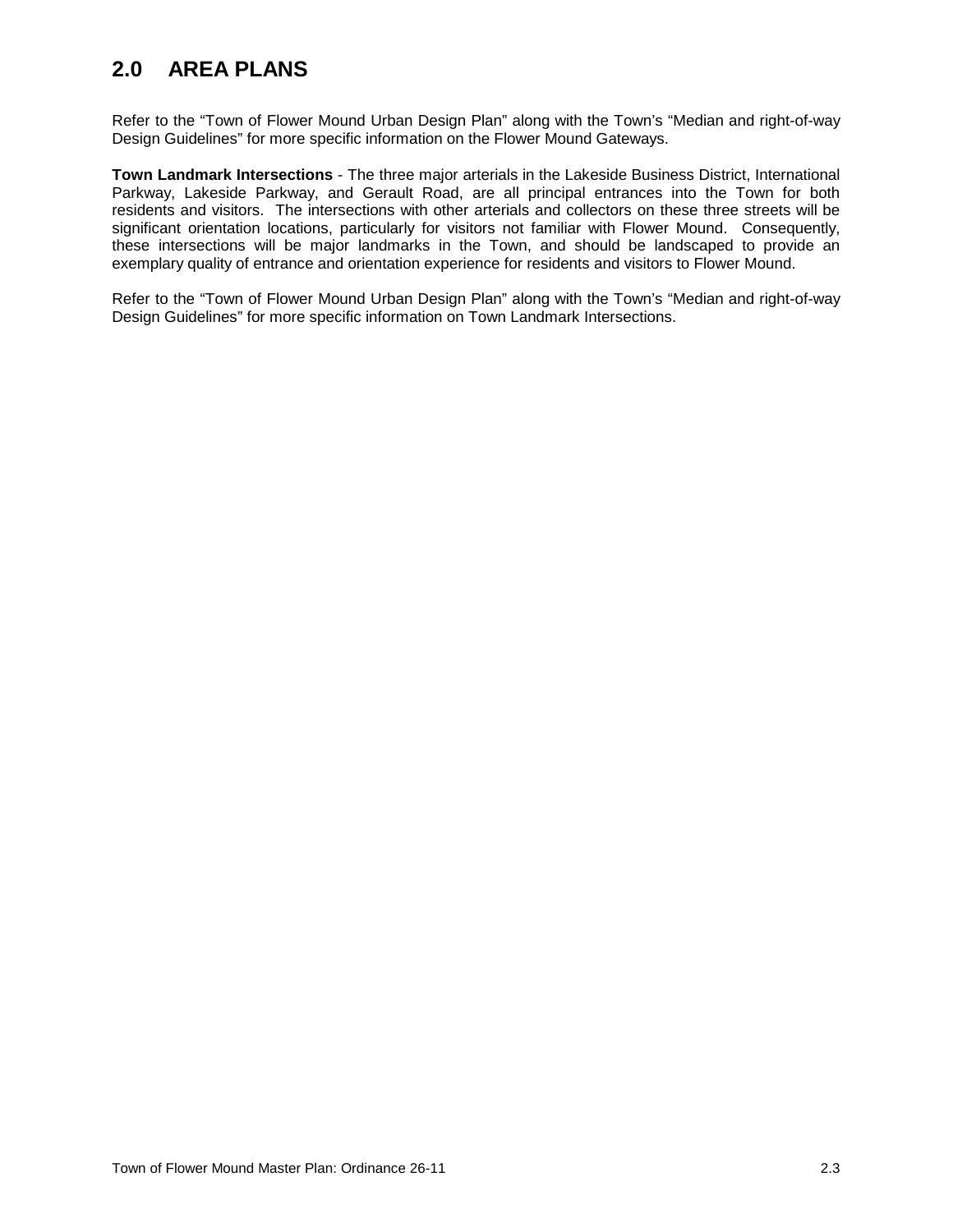## 2.0 AREA PLANS

Refer to the “Town of Flower Mound Urban Design Plan” along with the Town’s “Median and right-of-way Design Guidelines” for more specific information on the Flower Mound Gateways.

**Town Landmark Intersections** - The three major arterials in the Lakeside Business District, International Parkway, Lakeside Parkway, and Gerault Road, are all principal entrances into the Town for both residents and visitors. The intersections with other arterials and collectors on these three streets will be significant orientation locations, particularly for visitors not familiar with Flower Mound. Consequently, these intersections will be major landmarks in the Town, and should be landscaped to provide an exemplary quality of entrance and orientation experience for residents and visitors to Flower Mound.

Refer to the “Town of Flower Mound Urban Design Plan” along with the Town’s “Median and right-of-way Design Guidelines” for more specific information on Town Landmark Intersections.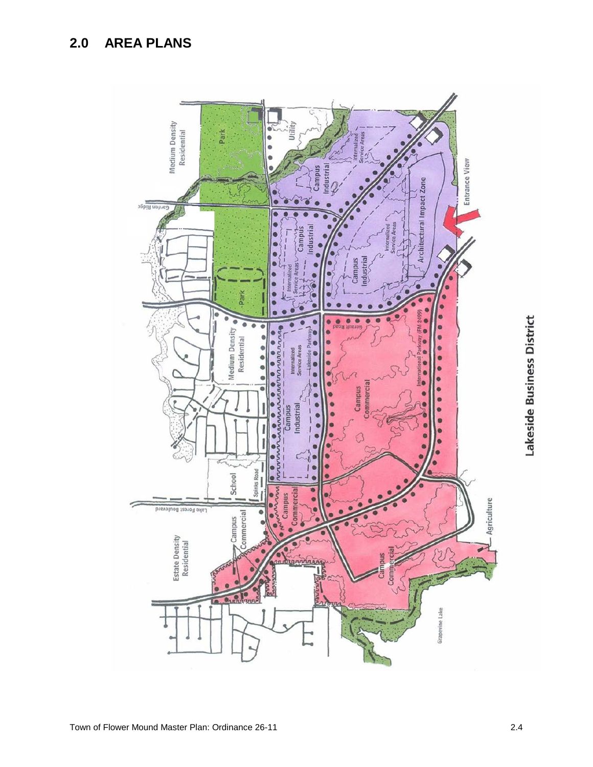## 2.0 AREA PLANS

Medium Density Residential

Park

Utility

Internalized Service Areas

Campus Industrial

Garden Ridge

Entrance View

Architectural Impact Zone

Internalized Service Areas

Campus Industrial

Internalized Service Areas

Campus Industrial

Park

Medium Density Residential

Internalized Service Areas

Lakeside Parkway

Gerault Road

International Parkway (FM 2499)

Campus Industrial

Campus Commercial

Lakeside Business District

School

Spinks Road

Lake Forest Boulevard

Campus Commercial

Campus Commercial

Estate Density Residential

Agriculture

Campus Commercial

Grapevine Lake

Town of Flower Mound Master Plan: Ordinance 26-11